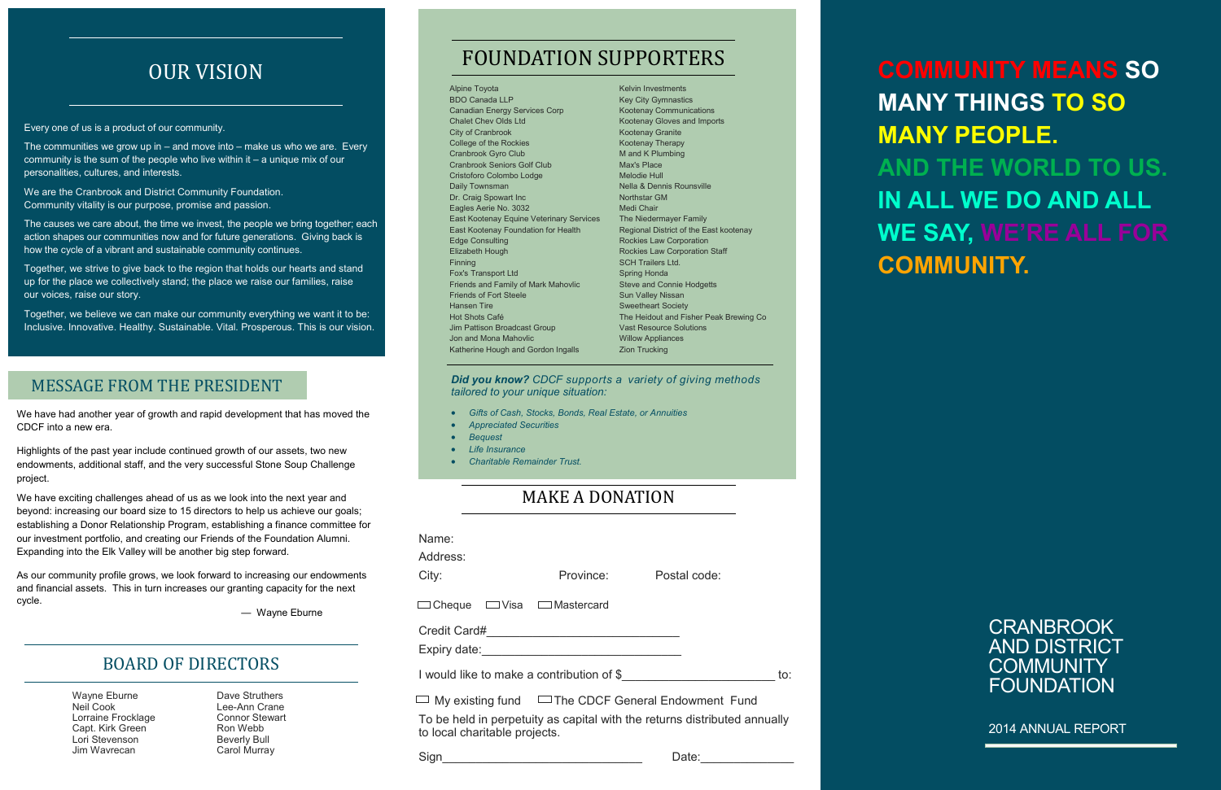## OUR VISION

Every one of us is a product of our community.

The communities we grow up in – and move into – make us who we are. Every community is the sum of the people who live within it – a unique mix of our personalities, cultures, and interests.

We are the Cranbrook and District Community Foundation. Community vitality is our purpose, promise and passion.

The causes we care about, the time we invest, the people we bring together; each action shapes our communities now and for future generations. Giving back is how the cycle of a vibrant and sustainable community continues.

Together, we strive to give back to the region that holds our hearts and stand up for the place we collectively stand; the place we raise our families, raise our voices, raise our story.

Together, we believe we can make our community everything we want it to be: Inclusive. Innovative. Healthy. Sustainable. Vital. Prosperous. This is our vision.

## MESSAGE FROM THE PRESIDENT

We have had another year of growth and rapid development that has moved the CDCF into a new era.

Highlights of the past year include continued growth of our assets, two new endowments, additional staff, and the very successful Stone Soup Challenge project.

We have exciting challenges ahead of us as we look into the next year and beyond: increasing our board size to 15 directors to help us achieve our goals; establishing a Donor Relationship Program, establishing a finance committee for our investment portfolio, and creating our Friends of the Foundation Alumni. Expanding into the Elk Valley will be another big step forward.

As our community profile grows, we look forward to increasing our endowments and financial assets. This in turn increases our granting capacity for the next cycle.

— Wayne Eburne

## BOARD OF DIRECTORS

Wayne Eburne
Neil Cook
Lorraine Frocklage
Capt. Kirk Green
Lori Stevenson
Jim Wavrecan

Dave Struthers
Lee-Ann Crane
Connor Stewart
Ron Webb
Beverly Bull
Carol Murray

## FOUNDATION SUPPORTERS

Alpine Toyota
BDO Canada LLP
Canadian Energy Services Corp
Chalet Chev Olds Ltd
City of Cranbrook
College of the Rockies
Cranbrook Gyro Club
Cranbrook Seniors Golf Club
Cristoforo Colombo Lodge
Daily Townsman
Dr. Craig Spowart Inc
Eagles Aerie No. 3032
East Kootenay Equine Veterinary Services
East Kootenay Foundation for Health
Edge Consulting
Elizabeth Hough
Finning
Fox's Transport Ltd
Friends and Family of Mark Mahovlic
Friends of Fort Steele
Hansen Tire
Hot Shots Café
Jim Pattison Broadcast Group
Jon and Mona Mahovlic
Katherine Hough and Gordon Ingalls

Kelvin Investments
Key City Gymnastics
Kootenay Communications
Kootenay Gloves and Imports
Kootenay Granite
Kootenay Therapy
M and K Plumbing
Max's Place
Melodie Hull
Nella & Dennis Rounsville
Northstar GM
Medi Chair
The Niedermayer Family
Regional District of the East kootenay
Rockies Law Corporation
Rockies Law Corporation Staff
SCH Trailers Ltd.
Spring Honda
Steve and Connie Hodgetts
Sun Valley Nissan
Sweetheart Society
The Heidout and Fisher Peak Brewing Co
Vast Resource Solutions
Willow Appliances
Zion Trucking

***Did you know?*** *CDCF supports a variety of giving methods tailored to your unique situation:*

- *Gifts of Cash, Stocks, Bonds, Real Estate, or Annuities*
- *Appreciated Securities*
- *Bequest*
- *Life Insurance*
- *Charitable Remainder Trust.*

## MAKE A DONATION

Name:

Address:

City: Province: Postal code:

☐ Cheque ☐ Visa ☐ Mastercard

Credit Card#\_\_\_\_\_\_\_\_\_\_\_\_\_\_\_\_\_\_\_\_\_\_\_\_\_\_

Expiry date:\_\_\_\_\_\_\_\_\_\_\_\_\_\_\_\_\_\_\_\_\_\_\_\_\_\_

I would like to make a contribution of $\_\_\_\_\_\_\_\_\_\_\_\_\_\_\_\_\_\_\_\_ to:

☐ My existing fund ☐ The CDCF General Endowment Fund

To be held in perpetuity as capital with the returns distributed annually to local charitable projects.

Sign\_\_\_\_\_\_\_\_\_\_\_\_\_\_\_\_\_\_\_\_\_\_\_\_\_\_ Date:\_\_\_\_\_\_\_\_\_\_\_\_

**COMMUNITY MEANS SO MANY THINGS TO SO MANY PEOPLE. AND THE WORLD TO US. IN ALL WE DO AND ALL WE SAY, WE'RE ALL FOR COMMUNITY.**

# CRANBROOK AND DISTRICT COMMUNITY FOUNDATION

2014 ANNUAL REPORT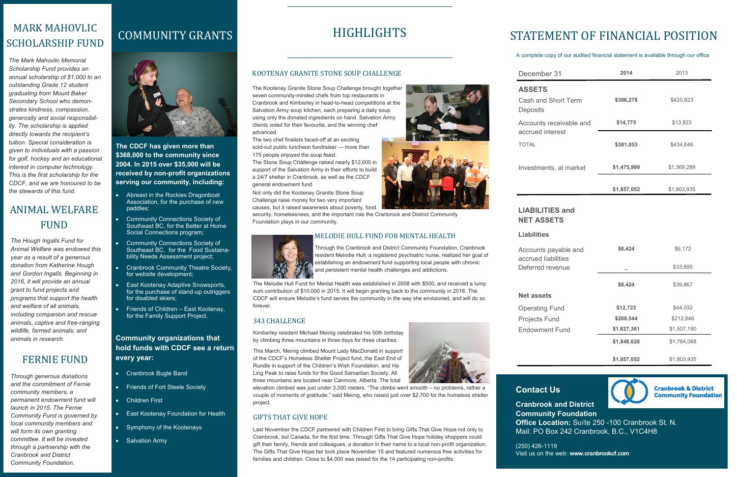# MARK MAHOVLIC SCHOLARSHIP FUND

*The Mark Mahovlic Memorial Scholarship Fund provides an annual scholarship of $1,000 to an outstanding Grade 12 student graduating from Mount Baker Secondary School who demonstrates kindness, compassion, generosity and social responsibility. The scholarship is applied directly towards the recipient's tuition. Special consideration is given to individuals with a passion for golf, hockey and an educational interest in computer technology. This is the first scholarship for the CDCF, and we are honoured to be the stewards of this fund.*

# ANIMAL WELFARE FUND

*The Hough Ingalls Fund for Animal Welfare was endowed this year as a result of a generous donation from Katherine Hough and Gordon Ingalls. Beginning in 2016, it will provide an annual grant to fund projects and programs that support the health and welfare of all animals, including companion and rescue animals, captive and free-ranging wildlife, farmed animals, and animals in research.*

# FERNIE FUND

*Through generous donations and the commitment of Fernie community members, a permanent endowment fund will launch in 2015. The Fernie Community Fund is governed by local community members and will form its own granting committee. It will be invested through a partnership with the Cranbrook and District Community Foundation.*

# COMMUNITY GRANTS

**The CDCF has given more than $368,000 to the community since 2004. In 2015 over $35,000 will be received by non-profit organizations serving our community, including:**

- Abreast in the Rockies Dragonboat Association, for the purchase of new paddles;
- Community Connections Society of Southeast BC, for the Better at Home Social Connections program;
- Community Connections Society of Southeast BC, for the Food Sustainability Needs Assessment project;
- Cranbrook Community Theatre Society, for website development;
- East Kootenay Adaptive Snowsports, for the purchase of stand-up outriggers for disabled skiers;
- Friends of Children – East Kootenay, for the Family Support Project.

**Community organizations that hold funds with CDCF see a return every year:**

- Cranbrook Bugle Band
- Friends of Fort Steele Society
- Children First
- East Kootenay Foundation for Health
- Symphony of the Kootenays
- Salvation Army

# HIGHLIGHTS

## KOOTENAY GRANITE STONE SOUP CHALLENGE

The Kootenay Granite Stone Soup Challenge brought together seven community-minded chefs from top restaurants in Cranbrook and Kimberley in head-to-head competitions at the Salvation Army soup kitchen, each preparing a daily soup using only the donated ingredients on hand. Salvation Army clients voted for their favourite, and the winning chef advanced.

The two chef finalists faced-off at an exciting sold-out public luncheon fundraiser — more than 175 people enjoyed the soup feast.

The Stone Soup Challenge raised nearly $12,000 in support of the Salvation Army in their efforts to build a 24/7 shelter in Cranbrook, as well as the CDCF general endowment fund.

Not only did the Kootenay Granite Stone Soup Challenge raise money for two very important causes, but it raised awareness about poverty, food security, homelessness, and the important role the Cranbrook and District Community Foundation plays in our community.

## MELODIE HULL FUND FOR MENTAL HEALTH

Through the Cranbrook and District Community Foundation, Cranbrook resident Melodie Hull, a registered psychiatric nurse, realized her goal of establishing an endowment fund supporting local people with chronic and persistent mental health challenges and addictions.

The Melodie Hull Fund for Mental Health was established in 2008 with $500, and received a lump sum contribution of $10,000 in 2015. It will begin granting back to the community in 2016. The CDCF will ensure Melodie's fund serves the community in the way she envisioned, and will do so forever.

## 343 CHALLENGE

Kimberley resident Michael Meinig celebrated his 50th birthday by climbing three mountains in three days for three charities.

This March, Meinig climbed Mount Lady MacDonald in support of the CDCF's Homeless Shelter Project fund, the East End of Rundle in support of the Children's Wish Foundation, and Ha Ling Peak to raise funds for the Good Samaritan Society. All three mountains are located near Canmore, Alberta. The total elevation climbed was just under 3,000 meters. "The climbs went smooth – no problems, rather a couple of moments of gratitude," said Meinig, who raised just over $2,700 for the homeless shelter project.

## GIFTS THAT GIVE HOPE

Last November the CDCF partnered with Children First to bring Gifts That Give Hope not only to Cranbrook, but Canada, for the first time. Through Gifts That Give Hope holiday shoppers could gift their family, friends and colleagues, a donation in their name to a local non-profit organization. The Gifts That Give Hope fair took place November 15 and featured numerous free activities for families and children. Close to $4,000 was raised for the 14 participating non-profits.

# STATEMENT OF FINANCIAL POSITION

A complete copy of our audited financial statement is available through our office

| December 31 | 2014 | 2013 |
|---|---|---|
| **ASSETS** | | |
| Cash and Short Term Deposits | **$366,278** | $420,823 |
| Accounts receivable and accrued interest | **$14,775** | $13,823 |
| TOTAL | **$381,053** | $434,646 |
| Investments, at market | **$1,475,999** | $1,369,289 |
| | **$1,857,052** | $1,803,935 |
| **LIABILITIES and NET ASSETS** | | |
| **Liabilities** | | |
| Accounts payable and accrued liabilities | **$8,424** | $6,172 |
| Deferred revenue | – | $33,695 |
| | **$8,424** | $39,867 |
| **Net assets** | | |
| Operating Fund | **$12,723** | $44,032 |
| Projects Fund | **$208,544** | $212,846 |
| Endowment Fund | **$1,627,361** | $1,507,190 |
| | **$1,848,628** | $1,764,068 |
| | **$1,857,052** | $1,803,935 |

## Contact Us

Cranbrook & District Community Foundation

**Cranbrook and District Community Foundation**
**Office Location:** Suite 250 -100 Cranbrook St. N.
Mail: PO Box 242 Cranbrook, B.C., V1C4H8

(250) 426-1119
Visit us on the web: **www.cranbrookcf.com**